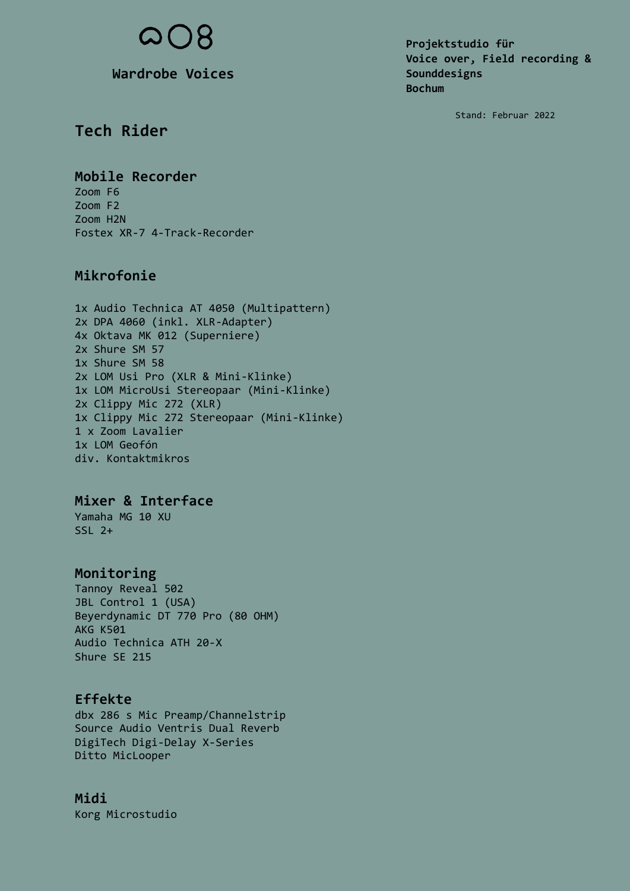ᘓ08

**Wardrobe Voices**

**Projektstudio für Voice over, Field recording & Sounddesigns Bochum**

Stand: Februar 2022

# Tech Rider

## Mobile Recorder

Zoom F6
Zoom F2
Zoom H2N
Fostex XR-7 4-Track-Recorder

## Mikrofonie

1x Audio Technica AT 4050 (Multipattern)
2x DPA 4060 (inkl. XLR-Adapter)
4x Oktava MK 012 (Superniere)
2x Shure SM 57
1x Shure SM 58
2x LOM Usi Pro (XLR & Mini-Klinke)
1x LOM MicroUsi Stereopaar (Mini-Klinke)
2x Clippy Mic 272 (XLR)
1x Clippy Mic 272 Stereopaar (Mini-Klinke)
1 x Zoom Lavalier
1x LOM Geofón
div. Kontaktmikros

## Mixer & Interface

Yamaha MG 10 XU
SSL 2+

## Monitoring

Tannoy Reveal 502
JBL Control 1 (USA)
Beyerdynamic DT 770 Pro (80 OHM)
AKG K501
Audio Technica ATH 20-X
Shure SE 215

## Effekte

dbx 286 s Mic Preamp/Channelstrip
Source Audio Ventris Dual Reverb
DigiTech Digi-Delay X-Series
Ditto MicLooper

## Midi

Korg Microstudio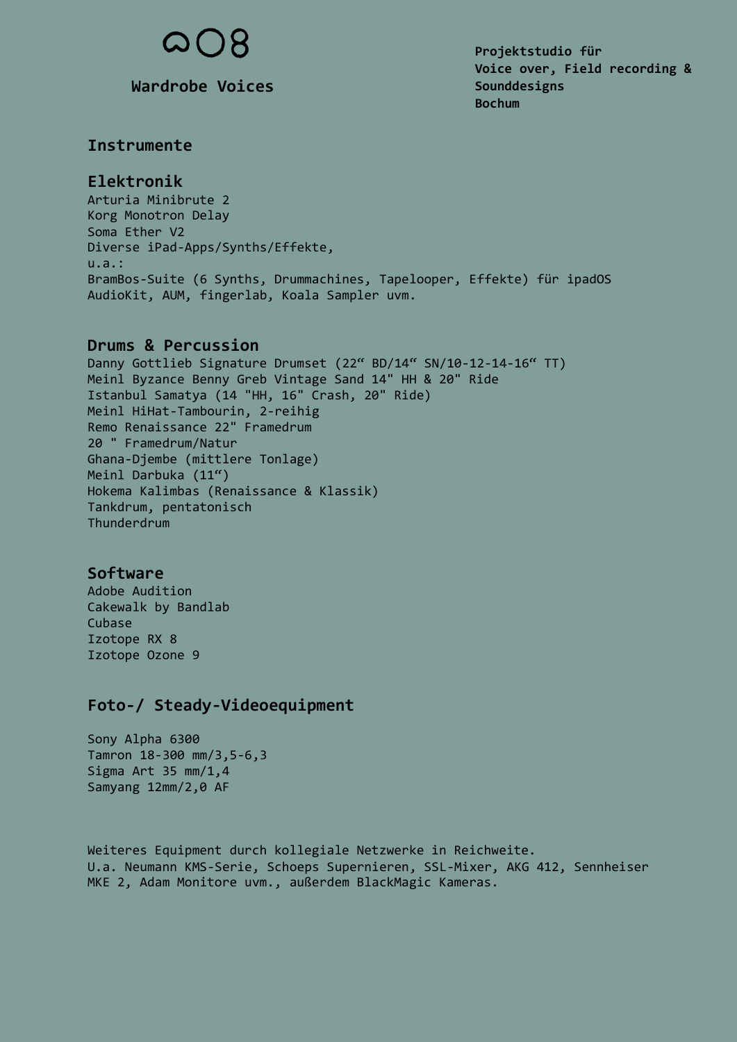# Wardrobe Voices

**Projektstudio für Voice over, Field recording & Sounddesigns Bochum**

## Instrumente

### Elektronik

Arturia Minibrute 2
Korg Monotron Delay
Soma Ether V2
Diverse iPad-Apps/Synths/Effekte,
u.a.:
BramBos-Suite (6 Synths, Drummachines, Tapelooper, Effekte) für ipadOS
AudioKit, AUM, fingerlab, Koala Sampler uvm.

### Drums & Percussion

Danny Gottlieb Signature Drumset (22“ BD/14“ SN/10-12-14-16“ TT)
Meinl Byzance Benny Greb Vintage Sand 14" HH & 20" Ride
Istanbul Samatya (14 "HH, 16" Crash, 20" Ride)
Meinl HiHat-Tambourin, 2-reihig
Remo Renaissance 22" Framedrum
20 " Framedrum/Natur
Ghana-Djembe (mittlere Tonlage)
Meinl Darbuka (11“)
Hokema Kalimbas (Renaissance & Klassik)
Tankdrum, pentatonisch
Thunderdrum

### Software

Adobe Audition
Cakewalk by Bandlab
Cubase
Izotope RX 8
Izotope Ozone 9

### Foto-/ Steady-Videoequipment

Sony Alpha 6300
Tamron 18-300 mm/3,5-6,3
Sigma Art 35 mm/1,4
Samyang 12mm/2,0 AF

Weiteres Equipment durch kollegiale Netzwerke in Reichweite.
U.a. Neumann KMS-Serie, Schoeps Supernieren, SSL-Mixer, AKG 412, Sennheiser MKE 2, Adam Monitore uvm., außerdem BlackMagic Kameras.